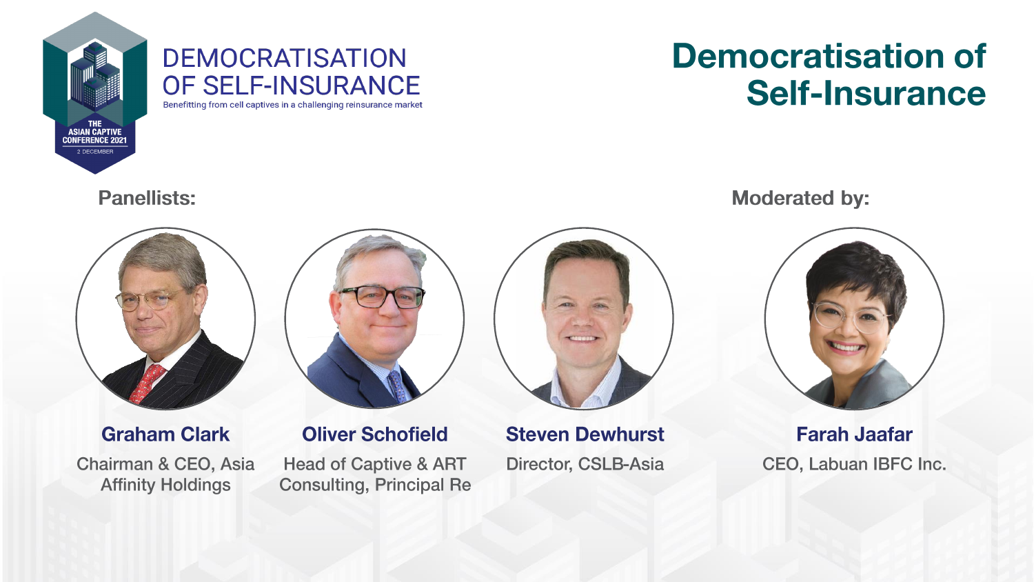# Democratisation of Self-Insurance

DEMOCRATISATION OF SELF-INSURANCE

Benefitting from cell captives in a challenging reinsurance market

THE ASIAN CAPTIVE CONFERENCE 2021

2 DECEMBER

## Panellists:

**Graham Clark**
Chairman & CEO, Asia Affinity Holdings

**Oliver Schofield**
Head of Captive & ART Consulting, Principal Re

**Steven Dewhurst**
Director, CSLB-Asia

## Moderated by:

**Farah Jaafar**
CEO, Labuan IBFC Inc.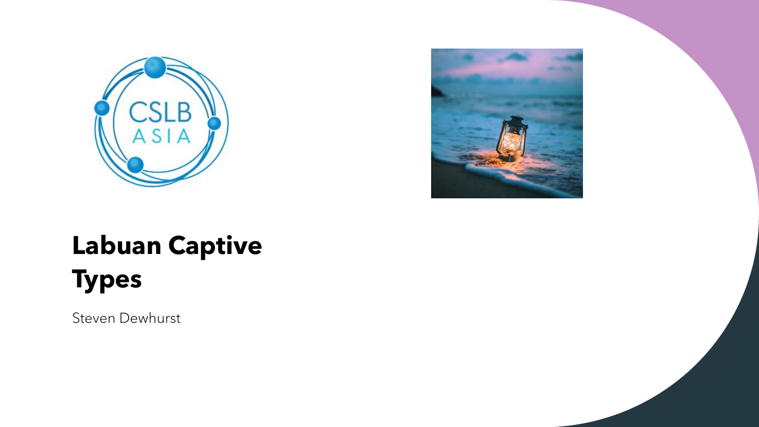# Labuan Captive Types

Steven Dewhurst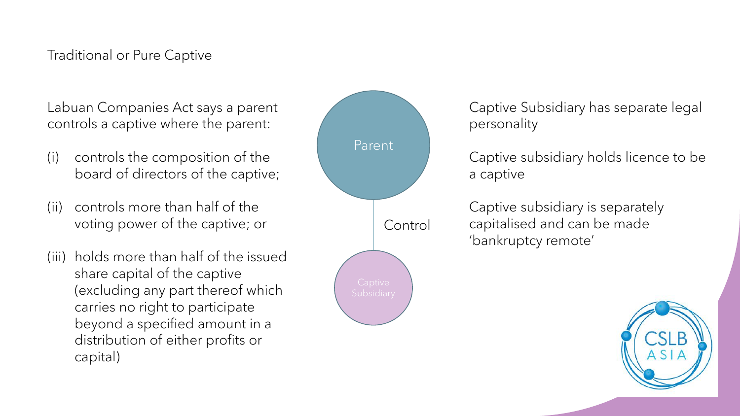## Traditional or Pure Captive

Labuan Companies Act says a parent controls a captive where the parent:

(i) controls the composition of the board of directors of the captive;

(ii) controls more than half of the voting power of the captive; or

(iii) holds more than half of the issued share capital of the captive (excluding any part thereof which carries no right to participate beyond a specified amount in a distribution of either profits or capital)

Parent

Control

Captive Subsidiary

Captive Subsidiary has separate legal personality

Captive subsidiary holds licence to be a captive

Captive subsidiary is separately capitalised and can be made 'bankruptcy remote'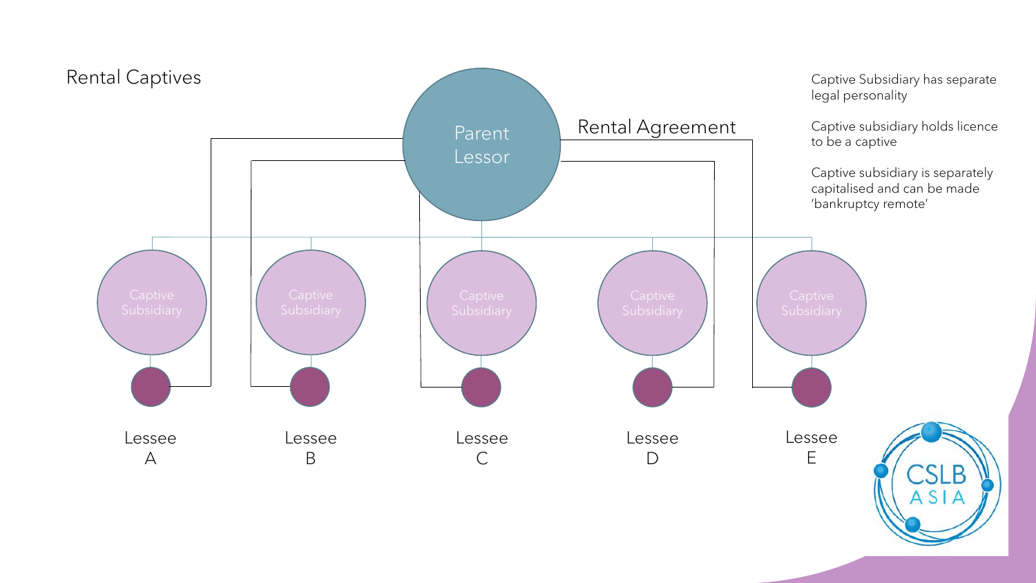# Rental Captives

Parent Lessor

Rental Agreement

Captive Subsidiary | Captive Subsidiary | Captive Subsidiary | Captive Subsidiary | Captive Subsidiary

Lessee A | Lessee B | Lessee C | Lessee D | Lessee E

Captive Subsidiary has separate legal personality

Captive subsidiary holds licence to be a captive

Captive subsidiary is separately capitalised and can be made 'bankruptcy remote'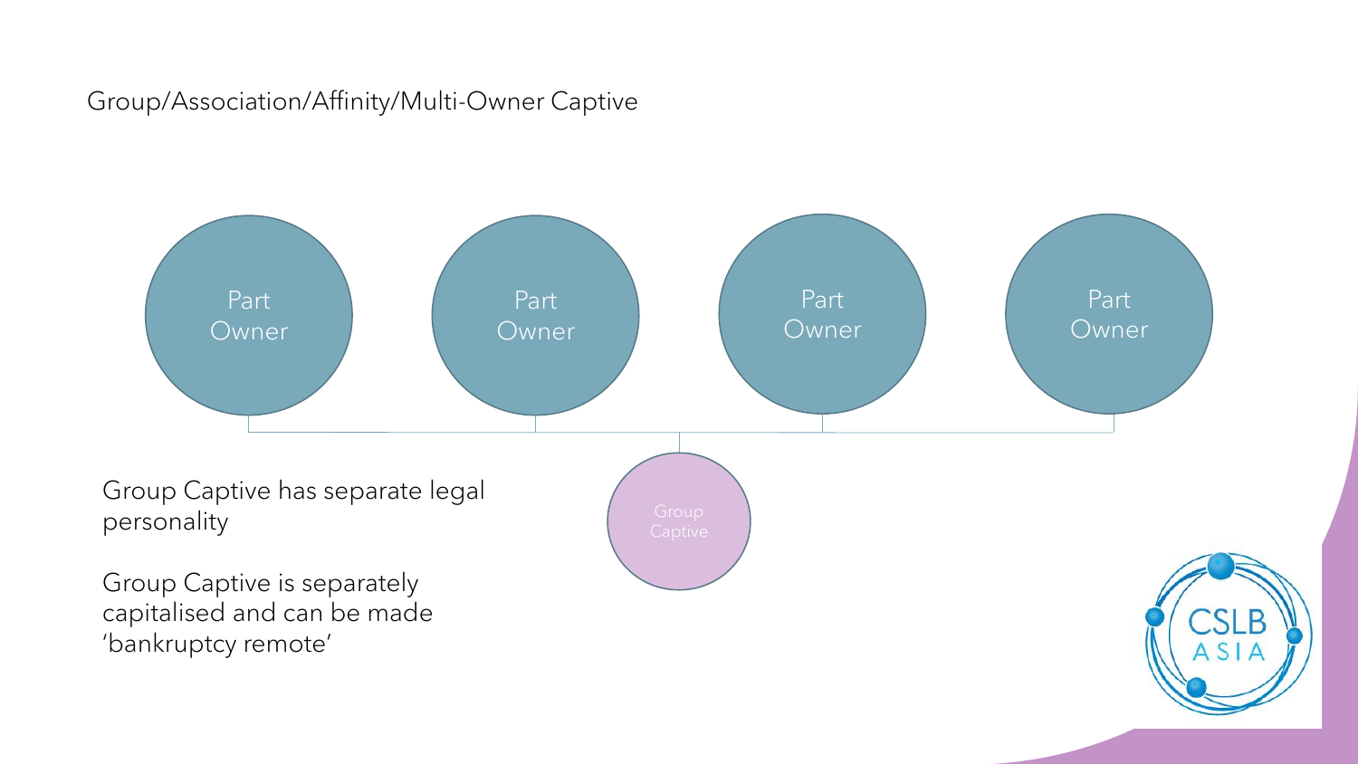# Group/Association/Affinity/Multi-Owner Captive

Part Owner

Part Owner

Part Owner

Part Owner

Group Captive

Group Captive has separate legal personality

Group Captive is separately capitalised and can be made 'bankruptcy remote'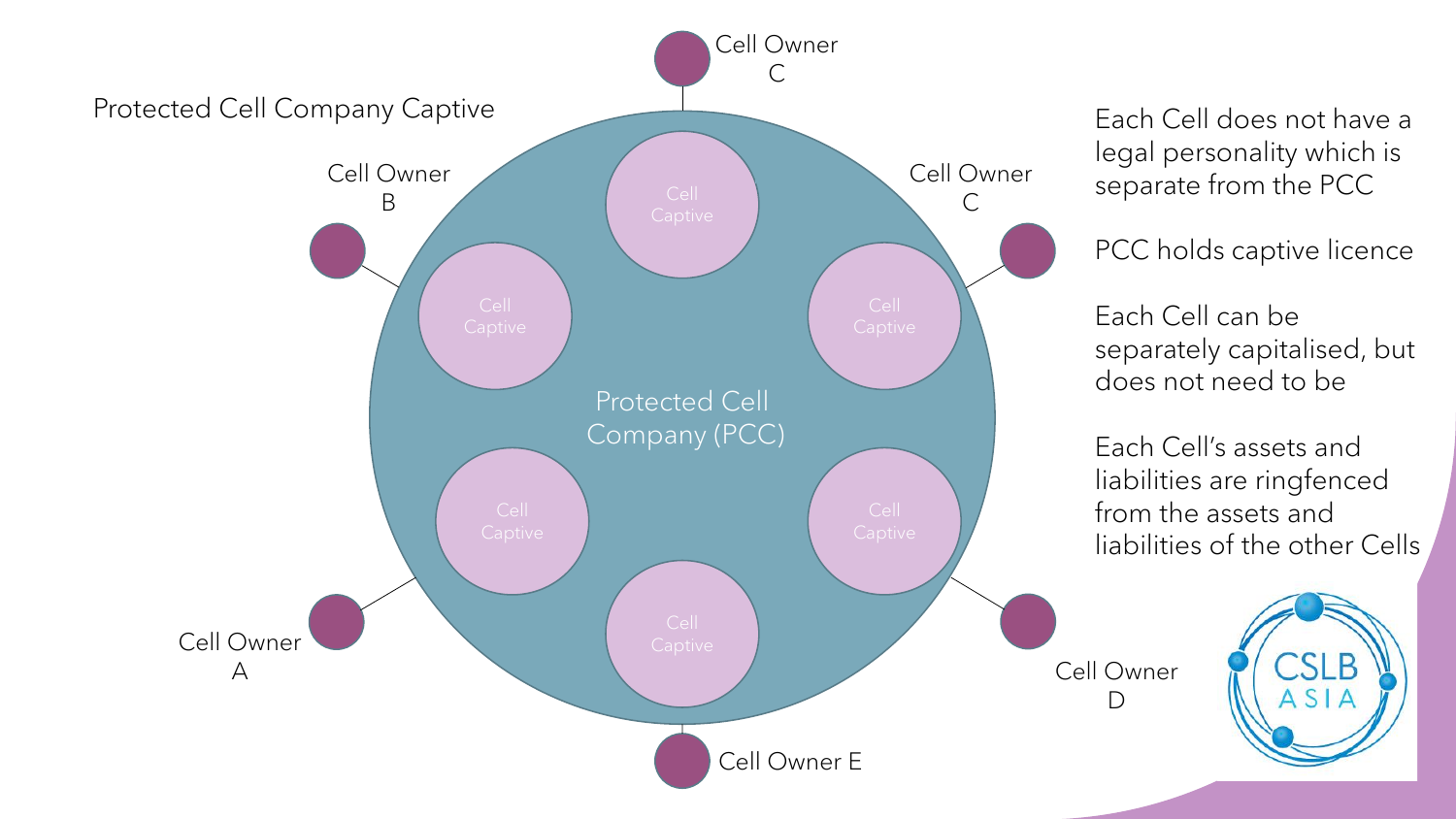# Protected Cell Company Captive

Protected Cell Company (PCC)

Cell Captive

Cell Captive

Cell Captive

Cell Captive

Cell Captive

Cell Captive

Cell Owner C

Cell Owner B

Cell Owner C

Cell Owner A

Cell Owner D

Cell Owner E

Each Cell does not have a legal personality which is separate from the PCC

PCC holds captive licence

Each Cell can be separately capitalised, but does not need to be

Each Cell's assets and liabilities are ringfenced from the assets and liabilities of the other Cells

CSLB ASIA